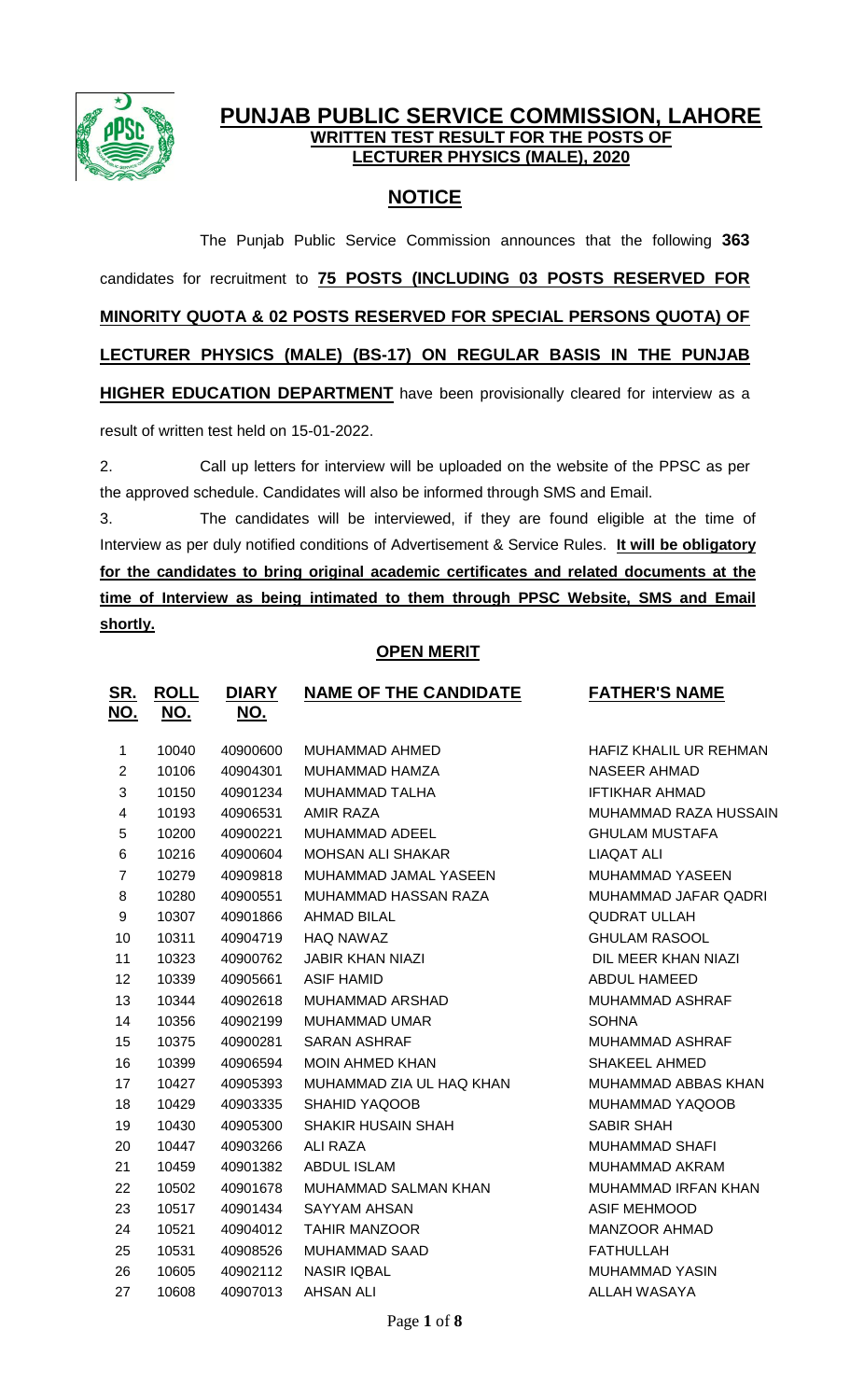# PUNJAB PUBLIC SERVICE COMMISSION, LAHORE

## WRITTEN TEST RESULT FOR THE POSTS OF LECTURER PHYSICS (MALE), 2020

## NOTICE

The Punjab Public Service Commission announces that the following **363** candidates for recruitment to **75 POSTS (INCLUDING 03 POSTS RESERVED FOR MINORITY QUOTA & 02 POSTS RESERVED FOR SPECIAL PERSONS QUOTA) OF LECTURER PHYSICS (MALE) (BS-17) ON REGULAR BASIS IN THE PUNJAB HIGHER EDUCATION DEPARTMENT** have been provisionally cleared for interview as a result of written test held on 15-01-2022.

2. Call up letters for interview will be uploaded on the website of the PPSC as per the approved schedule. Candidates will also be informed through SMS and Email.

3. The candidates will be interviewed, if they are found eligible at the time of Interview as per duly notified conditions of Advertisement & Service Rules. **It will be obligatory for the candidates to bring original academic certificates and related documents at the time of Interview as being intimated to them through PPSC Website, SMS and Email shortly.**

### OPEN MERIT

| SR. NO. | ROLL NO. | DIARY NO. | NAME OF THE CANDIDATE | FATHER'S NAME |
|---|---|---|---|---|
| 1 | 10040 | 40900600 | MUHAMMAD AHMED | HAFIZ KHALIL UR REHMAN |
| 2 | 10106 | 40904301 | MUHAMMAD HAMZA | NASEER AHMAD |
| 3 | 10150 | 40901234 | MUHAMMAD TALHA | IFTIKHAR AHMAD |
| 4 | 10193 | 40906531 | AMIR RAZA | MUHAMMAD RAZA HUSSAIN |
| 5 | 10200 | 40900221 | MUHAMMAD ADEEL | GHULAM MUSTAFA |
| 6 | 10216 | 40900604 | MOHSAN ALI SHAKAR | LIAQAT ALI |
| 7 | 10279 | 40909818 | MUHAMMAD JAMAL YASEEN | MUHAMMAD YASEEN |
| 8 | 10280 | 40900551 | MUHAMMAD HASSAN RAZA | MUHAMMAD JAFAR QADRI |
| 9 | 10307 | 40901866 | AHMAD BILAL | QUDRAT ULLAH |
| 10 | 10311 | 40904719 | HAQ NAWAZ | GHULAM RASOOL |
| 11 | 10323 | 40900762 | JABIR KHAN NIAZI | DIL MEER KHAN NIAZI |
| 12 | 10339 | 40905661 | ASIF HAMID | ABDUL HAMEED |
| 13 | 10344 | 40902618 | MUHAMMAD ARSHAD | MUHAMMAD ASHRAF |
| 14 | 10356 | 40902199 | MUHAMMAD UMAR | SOHNA |
| 15 | 10375 | 40900281 | SARAN ASHRAF | MUHAMMAD ASHRAF |
| 16 | 10399 | 40906594 | MOIN AHMED KHAN | SHAKEEL AHMED |
| 17 | 10427 | 40905393 | MUHAMMAD ZIA UL HAQ KHAN | MUHAMMAD ABBAS KHAN |
| 18 | 10429 | 40903335 | SHAHID YAQOOB | MUHAMMAD YAQOOB |
| 19 | 10430 | 40905300 | SHAKIR HUSAIN SHAH | SABIR SHAH |
| 20 | 10447 | 40903266 | ALI RAZA | MUHAMMAD SHAFI |
| 21 | 10459 | 40901382 | ABDUL ISLAM | MUHAMMAD AKRAM |
| 22 | 10502 | 40901678 | MUHAMMAD SALMAN KHAN | MUHAMMAD IRFAN KHAN |
| 23 | 10517 | 40901434 | SAYYAM AHSAN | ASIF MEHMOOD |
| 24 | 10521 | 40904012 | TAHIR MANZOOR | MANZOOR AHMAD |
| 25 | 10531 | 40908526 | MUHAMMAD SAAD | FATHULLAH |
| 26 | 10605 | 40902112 | NASIR IQBAL | MUHAMMAD YASIN |
| 27 | 10608 | 40907013 | AHSAN ALI | ALLAH WASAYA |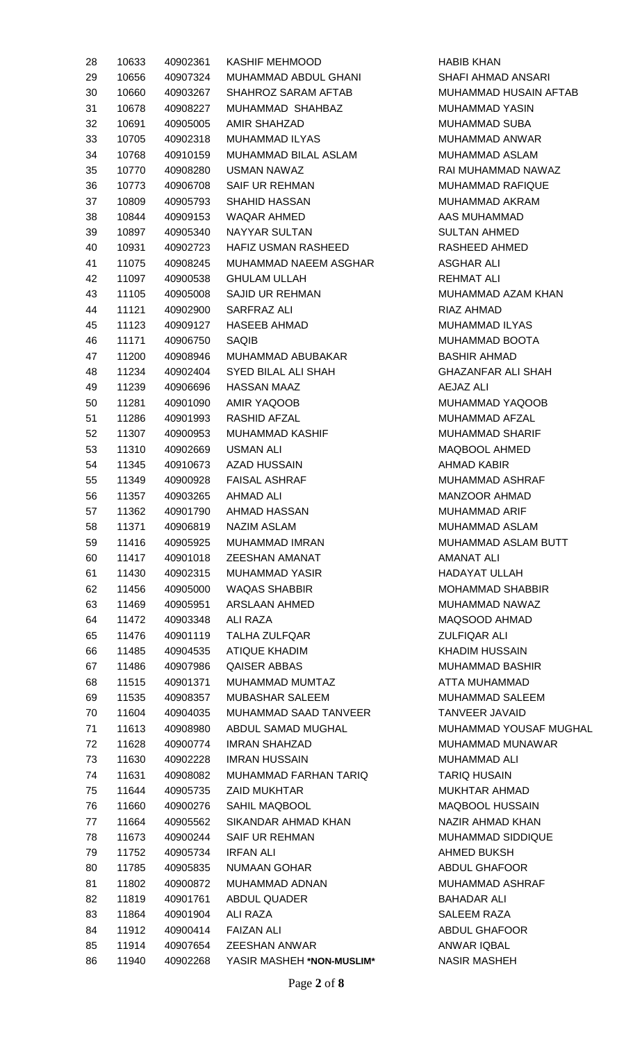| | | | | |
|---|---|---|---|---|
| 28 | 10633 | 40902361 | KASHIF MEHMOOD | HABIB KHAN |
| 29 | 10656 | 40907324 | MUHAMMAD ABDUL GHANI | SHAFI AHMAD ANSARI |
| 30 | 10660 | 40903267 | SHAHROZ SARAM AFTAB | MUHAMMAD HUSAIN AFTAB |
| 31 | 10678 | 40908227 | MUHAMMAD SHAHBAZ | MUHAMMAD YASIN |
| 32 | 10691 | 40905005 | AMIR SHAHZAD | MUHAMMAD SUBA |
| 33 | 10705 | 40902318 | MUHAMMAD ILYAS | MUHAMMAD ANWAR |
| 34 | 10768 | 40910159 | MUHAMMAD BILAL ASLAM | MUHAMMAD ASLAM |
| 35 | 10770 | 40908280 | USMAN NAWAZ | RAI MUHAMMAD NAWAZ |
| 36 | 10773 | 40906708 | SAIF UR REHMAN | MUHAMMAD RAFIQUE |
| 37 | 10809 | 40905793 | SHAHID HASSAN | MUHAMMAD AKRAM |
| 38 | 10844 | 40909153 | WAQAR AHMED | AAS MUHAMMAD |
| 39 | 10897 | 40905340 | NAYYAR SULTAN | SULTAN AHMED |
| 40 | 10931 | 40902723 | HAFIZ USMAN RASHEED | RASHEED AHMED |
| 41 | 11075 | 40908245 | MUHAMMAD NAEEM ASGHAR | ASGHAR ALI |
| 42 | 11097 | 40900538 | GHULAM ULLAH | REHMAT ALI |
| 43 | 11105 | 40905008 | SAJID UR REHMAN | MUHAMMAD AZAM KHAN |
| 44 | 11121 | 40902900 | SARFRAZ ALI | RIAZ AHMAD |
| 45 | 11123 | 40909127 | HASEEB AHMAD | MUHAMMAD ILYAS |
| 46 | 11171 | 40906750 | SAQIB | MUHAMMAD BOOTA |
| 47 | 11200 | 40908946 | MUHAMMAD ABUBAKAR | BASHIR AHMAD |
| 48 | 11234 | 40902404 | SYED BILAL ALI SHAH | GHAZANFAR ALI SHAH |
| 49 | 11239 | 40906696 | HASSAN MAAZ | AEJAZ ALI |
| 50 | 11281 | 40901090 | AMIR YAQOOB | MUHAMMAD YAQOOB |
| 51 | 11286 | 40901993 | RASHID AFZAL | MUHAMMAD AFZAL |
| 52 | 11307 | 40900953 | MUHAMMAD KASHIF | MUHAMMAD SHARIF |
| 53 | 11310 | 40902669 | USMAN ALI | MAQBOOL AHMED |
| 54 | 11345 | 40910673 | AZAD HUSSAIN | AHMAD KABIR |
| 55 | 11349 | 40900928 | FAISAL ASHRAF | MUHAMMAD ASHRAF |
| 56 | 11357 | 40903265 | AHMAD ALI | MANZOOR AHMAD |
| 57 | 11362 | 40901790 | AHMAD HASSAN | MUHAMMAD ARIF |
| 58 | 11371 | 40906819 | NAZIM ASLAM | MUHAMMAD ASLAM |
| 59 | 11416 | 40905925 | MUHAMMAD IMRAN | MUHAMMAD ASLAM BUTT |
| 60 | 11417 | 40901018 | ZEESHAN AMANAT | AMANAT ALI |
| 61 | 11430 | 40902315 | MUHAMMAD YASIR | HADAYAT ULLAH |
| 62 | 11456 | 40905000 | WAQAS SHABBIR | MOHAMMAD SHABBIR |
| 63 | 11469 | 40905951 | ARSLAAN AHMED | MUHAMMAD NAWAZ |
| 64 | 11472 | 40903348 | ALI RAZA | MAQSOOD AHMAD |
| 65 | 11476 | 40901119 | TALHA ZULFQAR | ZULFIQAR ALI |
| 66 | 11485 | 40904535 | ATIQUE KHADIM | KHADIM HUSSAIN |
| 67 | 11486 | 40907986 | QAISER ABBAS | MUHAMMAD BASHIR |
| 68 | 11515 | 40901371 | MUHAMMAD MUMTAZ | ATTA MUHAMMAD |
| 69 | 11535 | 40908357 | MUBASHAR SALEEM | MUHAMMAD SALEEM |
| 70 | 11604 | 40904035 | MUHAMMAD SAAD TANVEER | TANVEER JAVAID |
| 71 | 11613 | 40908980 | ABDUL SAMAD MUGHAL | MUHAMMAD YOUSAF MUGHAL |
| 72 | 11628 | 40900774 | IMRAN SHAHZAD | MUHAMMAD MUNAWAR |
| 73 | 11630 | 40902228 | IMRAN HUSSAIN | MUHAMMAD ALI |
| 74 | 11631 | 40908082 | MUHAMMAD FARHAN TARIQ | TARIQ HUSAIN |
| 75 | 11644 | 40905735 | ZAID MUKHTAR | MUKHTAR AHMAD |
| 76 | 11660 | 40900276 | SAHIL MAQBOOL | MAQBOOL HUSSAIN |
| 77 | 11664 | 40905562 | SIKANDAR AHMAD KHAN | NAZIR AHMAD KHAN |
| 78 | 11673 | 40900244 | SAIF UR REHMAN | MUHAMMAD SIDDIQUE |
| 79 | 11752 | 40905734 | IRFAN ALI | AHMED BUKSH |
| 80 | 11785 | 40905835 | NUMAAN GOHAR | ABDUL GHAFOOR |
| 81 | 11802 | 40900872 | MUHAMMAD ADNAN | MUHAMMAD ASHRAF |
| 82 | 11819 | 40901761 | ABDUL QUADER | BAHADAR ALI |
| 83 | 11864 | 40901904 | ALI RAZA | SALEEM RAZA |
| 84 | 11912 | 40900414 | FAIZAN ALI | ABDUL GHAFOOR |
| 85 | 11914 | 40907654 | ZEESHAN ANWAR | ANWAR IQBAL |
| 86 | 11940 | 40902268 | YASIR MASHEH **\*NON-MUSLIM\*** | NASIR MASHEH |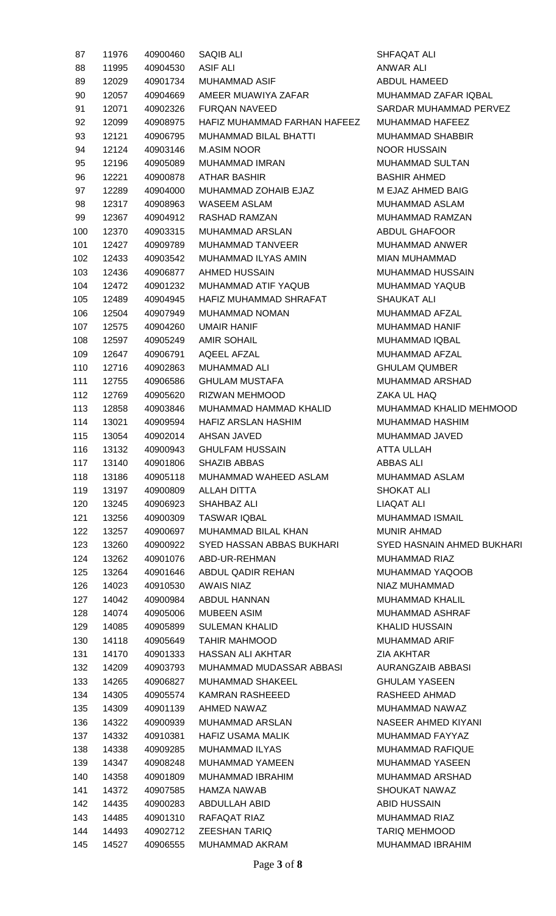| | | | | |
|---|---|---|---|---|
| 87 | 11976 | 40900460 | SAQIB ALI | SHFAQAT ALI |
| 88 | 11995 | 40904530 | ASIF ALI | ANWAR ALI |
| 89 | 12029 | 40901734 | MUHAMMAD ASIF | ABDUL HAMEED |
| 90 | 12057 | 40904669 | AMEER MUAWIYA ZAFAR | MUHAMMAD ZAFAR IQBAL |
| 91 | 12071 | 40902326 | FURQAN NAVEED | SARDAR MUHAMMAD PERVEZ |
| 92 | 12099 | 40908975 | HAFIZ MUHAMMAD FARHAN HAFEEZ | MUHAMMAD HAFEEZ |
| 93 | 12121 | 40906795 | MUHAMMAD BILAL BHATTI | MUHAMMAD SHABBIR |
| 94 | 12124 | 40903146 | M.ASIM NOOR | NOOR HUSSAIN |
| 95 | 12196 | 40905089 | MUHAMMAD IMRAN | MUHAMMAD SULTAN |
| 96 | 12221 | 40900878 | ATHAR BASHIR | BASHIR AHMED |
| 97 | 12289 | 40904000 | MUHAMMAD ZOHAIB EJAZ | M EJAZ AHMED BAIG |
| 98 | 12317 | 40908963 | WASEEM ASLAM | MUHAMMAD ASLAM |
| 99 | 12367 | 40904912 | RASHAD RAMZAN | MUHAMMAD RAMZAN |
| 100 | 12370 | 40903315 | MUHAMMAD ARSLAN | ABDUL GHAFOOR |
| 101 | 12427 | 40909789 | MUHAMMAD TANVEER | MUHAMMAD ANWER |
| 102 | 12433 | 40903542 | MUHAMMAD ILYAS AMIN | MIAN MUHAMMAD |
| 103 | 12436 | 40906877 | AHMED HUSSAIN | MUHAMMAD HUSSAIN |
| 104 | 12472 | 40901232 | MUHAMMAD ATIF YAQUB | MUHAMMAD YAQUB |
| 105 | 12489 | 40904945 | HAFIZ MUHAMMAD SHRAFAT | SHAUKAT ALI |
| 106 | 12504 | 40907949 | MUHAMMAD NOMAN | MUHAMMAD AFZAL |
| 107 | 12575 | 40904260 | UMAIR HANIF | MUHAMMAD HANIF |
| 108 | 12597 | 40905249 | AMIR SOHAIL | MUHAMMAD IQBAL |
| 109 | 12647 | 40906791 | AQEEL AFZAL | MUHAMMAD AFZAL |
| 110 | 12716 | 40902863 | MUHAMMAD ALI | GHULAM QUMBER |
| 111 | 12755 | 40906586 | GHULAM MUSTAFA | MUHAMMAD ARSHAD |
| 112 | 12769 | 40905620 | RIZWAN MEHMOOD | ZAKA UL HAQ |
| 113 | 12858 | 40903846 | MUHAMMAD HAMMAD KHALID | MUHAMMAD KHALID MEHMOOD |
| 114 | 13021 | 40909594 | HAFIZ ARSLAN HASHIM | MUHAMMAD HASHIM |
| 115 | 13054 | 40902014 | AHSAN JAVED | MUHAMMAD JAVED |
| 116 | 13132 | 40900943 | GHULFAM HUSSAIN | ATTA ULLAH |
| 117 | 13140 | 40901806 | SHAZIB ABBAS | ABBAS ALI |
| 118 | 13186 | 40905118 | MUHAMMAD WAHEED ASLAM | MUHAMMAD ASLAM |
| 119 | 13197 | 40900809 | ALLAH DITTA | SHOKAT ALI |
| 120 | 13245 | 40906923 | SHAHBAZ ALI | LIAQAT ALI |
| 121 | 13256 | 40900309 | TASWAR IQBAL | MUHAMMAD ISMAIL |
| 122 | 13257 | 40900697 | MUHAMMAD BILAL KHAN | MUNIR AHMAD |
| 123 | 13260 | 40900922 | SYED HASSAN ABBAS BUKHARI | SYED HASNAIN AHMED BUKHARI |
| 124 | 13262 | 40901076 | ABD-UR-REHMAN | MUHAMMAD RIAZ |
| 125 | 13264 | 40901646 | ABDUL QADIR REHAN | MUHAMMAD YAQOOB |
| 126 | 14023 | 40910530 | AWAIS NIAZ | NIAZ MUHAMMAD |
| 127 | 14042 | 40900984 | ABDUL HANNAN | MUHAMMAD KHALIL |
| 128 | 14074 | 40905006 | MUBEEN ASIM | MUHAMMAD ASHRAF |
| 129 | 14085 | 40905899 | SULEMAN KHALID | KHALID HUSSAIN |
| 130 | 14118 | 40905649 | TAHIR MAHMOOD | MUHAMMAD ARIF |
| 131 | 14170 | 40901333 | HASSAN ALI AKHTAR | ZIA AKHTAR |
| 132 | 14209 | 40903793 | MUHAMMAD MUDASSAR ABBASI | AURANGZAIB ABBASI |
| 133 | 14265 | 40906827 | MUHAMMAD SHAKEEL | GHULAM YASEEN |
| 134 | 14305 | 40905574 | KAMRAN RASHEEED | RASHEED AHMAD |
| 135 | 14309 | 40901139 | AHMED NAWAZ | MUHAMMAD NAWAZ |
| 136 | 14322 | 40900939 | MUHAMMAD ARSLAN | NASEER AHMED KIYANI |
| 137 | 14332 | 40910381 | HAFIZ USAMA MALIK | MUHAMMAD FAYYAZ |
| 138 | 14338 | 40909285 | MUHAMMAD ILYAS | MUHAMMAD RAFIQUE |
| 139 | 14347 | 40908248 | MUHAMMAD YAMEEN | MUHAMMAD YASEEN |
| 140 | 14358 | 40901809 | MUHAMMAD IBRAHIM | MUHAMMAD ARSHAD |
| 141 | 14372 | 40907585 | HAMZA NAWAB | SHOUKAT NAWAZ |
| 142 | 14435 | 40900283 | ABDULLAH ABID | ABID HUSSAIN |
| 143 | 14485 | 40901310 | RAFAQAT RIAZ | MUHAMMAD RIAZ |
| 144 | 14493 | 40902712 | ZEESHAN TARIQ | TARIQ MEHMOOD |
| 145 | 14527 | 40906555 | MUHAMMAD AKRAM | MUHAMMAD IBRAHIM |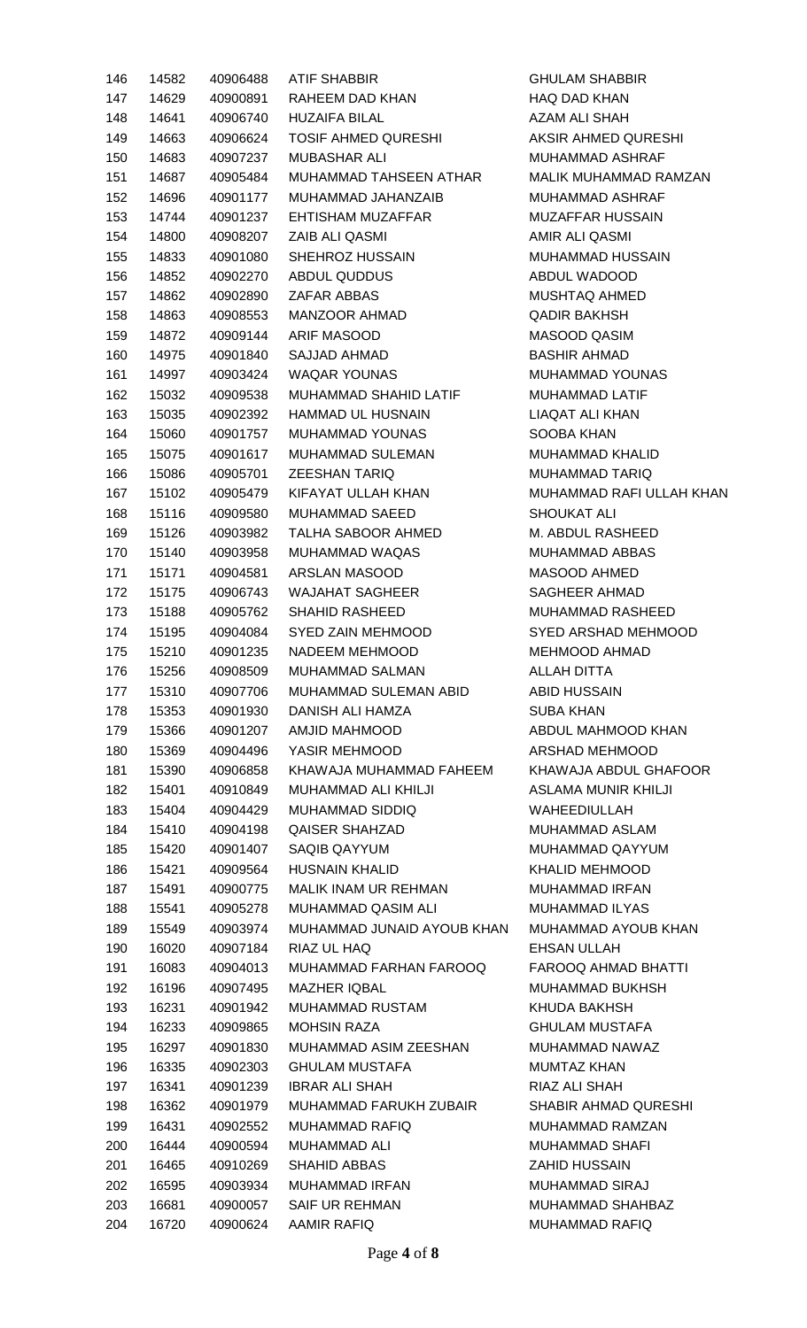| | | | | |
|---|---|---|---|---|
| 146 | 14582 | 40906488 | ATIF SHABBIR | GHULAM SHABBIR |
| 147 | 14629 | 40900891 | RAHEEM DAD KHAN | HAQ DAD KHAN |
| 148 | 14641 | 40906740 | HUZAIFA BILAL | AZAM ALI SHAH |
| 149 | 14663 | 40906624 | TOSIF AHMED QURESHI | AKSIR AHMED QURESHI |
| 150 | 14683 | 40907237 | MUBASHAR ALI | MUHAMMAD ASHRAF |
| 151 | 14687 | 40905484 | MUHAMMAD TAHSEEN ATHAR | MALIK MUHAMMAD RAMZAN |
| 152 | 14696 | 40901177 | MUHAMMAD JAHANZAIB | MUHAMMAD ASHRAF |
| 153 | 14744 | 40901237 | EHTISHAM MUZAFFAR | MUZAFFAR HUSSAIN |
| 154 | 14800 | 40908207 | ZAIB ALI QASMI | AMIR ALI QASMI |
| 155 | 14833 | 40901080 | SHEHROZ HUSSAIN | MUHAMMAD HUSSAIN |
| 156 | 14852 | 40902270 | ABDUL QUDDUS | ABDUL WADOOD |
| 157 | 14862 | 40902890 | ZAFAR ABBAS | MUSHTAQ AHMED |
| 158 | 14863 | 40908553 | MANZOOR AHMAD | QADIR BAKHSH |
| 159 | 14872 | 40909144 | ARIF MASOOD | MASOOD QASIM |
| 160 | 14975 | 40901840 | SAJJAD AHMAD | BASHIR AHMAD |
| 161 | 14997 | 40903424 | WAQAR YOUNAS | MUHAMMAD YOUNAS |
| 162 | 15032 | 40909538 | MUHAMMAD SHAHID LATIF | MUHAMMAD LATIF |
| 163 | 15035 | 40902392 | HAMMAD UL HUSNAIN | LIAQAT ALI KHAN |
| 164 | 15060 | 40901757 | MUHAMMAD YOUNAS | SOOBA KHAN |
| 165 | 15075 | 40901617 | MUHAMMAD SULEMAN | MUHAMMAD KHALID |
| 166 | 15086 | 40905701 | ZEESHAN TARIQ | MUHAMMAD TARIQ |
| 167 | 15102 | 40905479 | KIFAYAT ULLAH KHAN | MUHAMMAD RAFI ULLAH KHAN |
| 168 | 15116 | 40909580 | MUHAMMAD SAEED | SHOUKAT ALI |
| 169 | 15126 | 40903982 | TALHA SABOOR AHMED | M. ABDUL RASHEED |
| 170 | 15140 | 40903958 | MUHAMMAD WAQAS | MUHAMMAD ABBAS |
| 171 | 15171 | 40904581 | ARSLAN MASOOD | MASOOD AHMED |
| 172 | 15175 | 40906743 | WAJAHAT SAGHEER | SAGHEER AHMAD |
| 173 | 15188 | 40905762 | SHAHID RASHEED | MUHAMMAD RASHEED |
| 174 | 15195 | 40904084 | SYED ZAIN MEHMOOD | SYED ARSHAD MEHMOOD |
| 175 | 15210 | 40901235 | NADEEM MEHMOOD | MEHMOOD AHMAD |
| 176 | 15256 | 40908509 | MUHAMMAD SALMAN | ALLAH DITTA |
| 177 | 15310 | 40907706 | MUHAMMAD SULEMAN ABID | ABID HUSSAIN |
| 178 | 15353 | 40901930 | DANISH ALI HAMZA | SUBA KHAN |
| 179 | 15366 | 40901207 | AMJID MAHMOOD | ABDUL MAHMOOD KHAN |
| 180 | 15369 | 40904496 | YASIR MEHMOOD | ARSHAD MEHMOOD |
| 181 | 15390 | 40906858 | KHAWAJA MUHAMMAD FAHEEM | KHAWAJA ABDUL GHAFOOR |
| 182 | 15401 | 40910849 | MUHAMMAD ALI KHILJI | ASLAMA MUNIR KHILJI |
| 183 | 15404 | 40904429 | MUHAMMAD SIDDIQ | WAHEEDIULLAH |
| 184 | 15410 | 40904198 | QAISER SHAHZAD | MUHAMMAD ASLAM |
| 185 | 15420 | 40901407 | SAQIB QAYYUM | MUHAMMAD QAYYUM |
| 186 | 15421 | 40909564 | HUSNAIN KHALID | KHALID MEHMOOD |
| 187 | 15491 | 40900775 | MALIK INAM UR REHMAN | MUHAMMAD IRFAN |
| 188 | 15541 | 40905278 | MUHAMMAD QASIM ALI | MUHAMMAD ILYAS |
| 189 | 15549 | 40903974 | MUHAMMAD JUNAID AYOUB KHAN | MUHAMMAD AYOUB KHAN |
| 190 | 16020 | 40907184 | RIAZ UL HAQ | EHSAN ULLAH |
| 191 | 16083 | 40904013 | MUHAMMAD FARHAN FAROOQ | FAROOQ AHMAD BHATTI |
| 192 | 16196 | 40907495 | MAZHER IQBAL | MUHAMMAD BUKHSH |
| 193 | 16231 | 40901942 | MUHAMMAD RUSTAM | KHUDA BAKHSH |
| 194 | 16233 | 40909865 | MOHSIN RAZA | GHULAM MUSTAFA |
| 195 | 16297 | 40901830 | MUHAMMAD ASIM ZEESHAN | MUHAMMAD NAWAZ |
| 196 | 16335 | 40902303 | GHULAM MUSTAFA | MUMTAZ KHAN |
| 197 | 16341 | 40901239 | IBRAR ALI SHAH | RIAZ ALI SHAH |
| 198 | 16362 | 40901979 | MUHAMMAD FARUKH ZUBAIR | SHABIR AHMAD QURESHI |
| 199 | 16431 | 40902552 | MUHAMMAD RAFIQ | MUHAMMAD RAMZAN |
| 200 | 16444 | 40900594 | MUHAMMAD ALI | MUHAMMAD SHAFI |
| 201 | 16465 | 40910269 | SHAHID ABBAS | ZAHID HUSSAIN |
| 202 | 16595 | 40903934 | MUHAMMAD IRFAN | MUHAMMAD SIRAJ |
| 203 | 16681 | 40900057 | SAIF UR REHMAN | MUHAMMAD SHAHBAZ |
| 204 | 16720 | 40900624 | AAMIR RAFIQ | MUHAMMAD RAFIQ |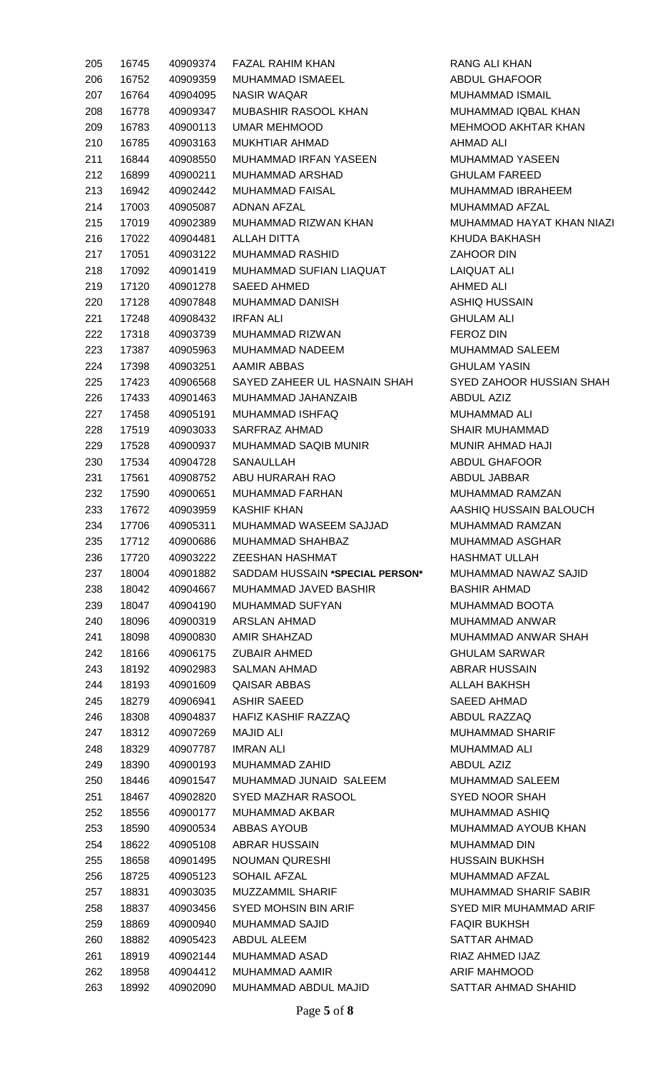| 205 | 16745 | 40909374 | FAZAL RAHIM KHAN | RANG ALI KHAN |
|---|---|---|---|---|
| 206 | 16752 | 40909359 | MUHAMMAD ISMAEEL | ABDUL GHAFOOR |
| 207 | 16764 | 40904095 | NASIR WAQAR | MUHAMMAD ISMAIL |
| 208 | 16778 | 40909347 | MUBASHIR RASOOL KHAN | MUHAMMAD IQBAL KHAN |
| 209 | 16783 | 40900113 | UMAR MEHMOOD | MEHMOOD AKHTAR KHAN |
| 210 | 16785 | 40903163 | MUKHTIAR AHMAD | AHMAD ALI |
| 211 | 16844 | 40908550 | MUHAMMAD IRFAN YASEEN | MUHAMMAD YASEEN |
| 212 | 16899 | 40900211 | MUHAMMAD ARSHAD | GHULAM FAREED |
| 213 | 16942 | 40902442 | MUHAMMAD FAISAL | MUHAMMAD IBRAHEEM |
| 214 | 17003 | 40905087 | ADNAN AFZAL | MUHAMMAD AFZAL |
| 215 | 17019 | 40902389 | MUHAMMAD RIZWAN KHAN | MUHAMMAD HAYAT KHAN NIAZI |
| 216 | 17022 | 40904481 | ALLAH DITTA | KHUDA BAKHASH |
| 217 | 17051 | 40903122 | MUHAMMAD RASHID | ZAHOOR DIN |
| 218 | 17092 | 40901419 | MUHAMMAD SUFIAN LIAQUAT | LAIQUAT ALI |
| 219 | 17120 | 40901278 | SAEED AHMED | AHMED ALI |
| 220 | 17128 | 40907848 | MUHAMMAD DANISH | ASHIQ HUSSAIN |
| 221 | 17248 | 40908432 | IRFAN ALI | GHULAM ALI |
| 222 | 17318 | 40903739 | MUHAMMAD RIZWAN | FEROZ DIN |
| 223 | 17387 | 40905963 | MUHAMMAD NADEEM | MUHAMMAD SALEEM |
| 224 | 17398 | 40903251 | AAMIR ABBAS | GHULAM YASIN |
| 225 | 17423 | 40906568 | SAYED ZAHEER UL HASNAIN SHAH | SYED ZAHOOR HUSSIAN SHAH |
| 226 | 17433 | 40901463 | MUHAMMAD JAHANZAIB | ABDUL AZIZ |
| 227 | 17458 | 40905191 | MUHAMMAD ISHFAQ | MUHAMMAD ALI |
| 228 | 17519 | 40903033 | SARFRAZ AHMAD | SHAIR MUHAMMAD |
| 229 | 17528 | 40900937 | MUHAMMAD SAQIB MUNIR | MUNIR AHMAD HAJI |
| 230 | 17534 | 40904728 | SANAULLAH | ABDUL GHAFOOR |
| 231 | 17561 | 40908752 | ABU HURARAH RAO | ABDUL JABBAR |
| 232 | 17590 | 40900651 | MUHAMMAD FARHAN | MUHAMMAD RAMZAN |
| 233 | 17672 | 40903959 | KASHIF KHAN | AASHIQ HUSSAIN BALOUCH |
| 234 | 17706 | 40905311 | MUHAMMAD WASEEM SAJJAD | MUHAMMAD RAMZAN |
| 235 | 17712 | 40900686 | MUHAMMAD SHAHBAZ | MUHAMMAD ASGHAR |
| 236 | 17720 | 40903222 | ZEESHAN HASHMAT | HASHMAT ULLAH |
| 237 | 18004 | 40901882 | SADDAM HUSSAIN **\*SPECIAL PERSON\*** | MUHAMMAD NAWAZ SAJID |
| 238 | 18042 | 40904667 | MUHAMMAD JAVED BASHIR | BASHIR AHMAD |
| 239 | 18047 | 40904190 | MUHAMMAD SUFYAN | MUHAMMAD BOOTA |
| 240 | 18096 | 40900319 | ARSLAN AHMAD | MUHAMMAD ANWAR |
| 241 | 18098 | 40900830 | AMIR SHAHZAD | MUHAMMAD ANWAR SHAH |
| 242 | 18166 | 40906175 | ZUBAIR AHMED | GHULAM SARWAR |
| 243 | 18192 | 40902983 | SALMAN AHMAD | ABRAR HUSSAIN |
| 244 | 18193 | 40901609 | QAISAR ABBAS | ALLAH BAKHSH |
| 245 | 18279 | 40906941 | ASHIR SAEED | SAEED AHMAD |
| 246 | 18308 | 40904837 | HAFIZ KASHIF RAZZAQ | ABDUL RAZZAQ |
| 247 | 18312 | 40907269 | MAJID ALI | MUHAMMAD SHARIF |
| 248 | 18329 | 40907787 | IMRAN ALI | MUHAMMAD ALI |
| 249 | 18390 | 40900193 | MUHAMMAD ZAHID | ABDUL AZIZ |
| 250 | 18446 | 40901547 | MUHAMMAD JUNAID SALEEM | MUHAMMAD SALEEM |
| 251 | 18467 | 40902820 | SYED MAZHAR RASOOL | SYED NOOR SHAH |
| 252 | 18556 | 40900177 | MUHAMMAD AKBAR | MUHAMMAD ASHIQ |
| 253 | 18590 | 40900534 | ABBAS AYOUB | MUHAMMAD AYOUB KHAN |
| 254 | 18622 | 40905108 | ABRAR HUSSAIN | MUHAMMAD DIN |
| 255 | 18658 | 40901495 | NOUMAN QURESHI | HUSSAIN BUKHSH |
| 256 | 18725 | 40905123 | SOHAIL AFZAL | MUHAMMAD AFZAL |
| 257 | 18831 | 40903035 | MUZZAMMIL SHARIF | MUHAMMAD SHARIF SABIR |
| 258 | 18837 | 40903456 | SYED MOHSIN BIN ARIF | SYED MIR MUHAMMAD ARIF |
| 259 | 18869 | 40900940 | MUHAMMAD SAJID | FAQIR BUKHSH |
| 260 | 18882 | 40905423 | ABDUL ALEEM | SATTAR AHMAD |
| 261 | 18919 | 40902144 | MUHAMMAD ASAD | RIAZ AHMED IJAZ |
| 262 | 18958 | 40904412 | MUHAMMAD AAMIR | ARIF MAHMOOD |
| 263 | 18992 | 40902090 | MUHAMMAD ABDUL MAJID | SATTAR AHMAD SHAHID |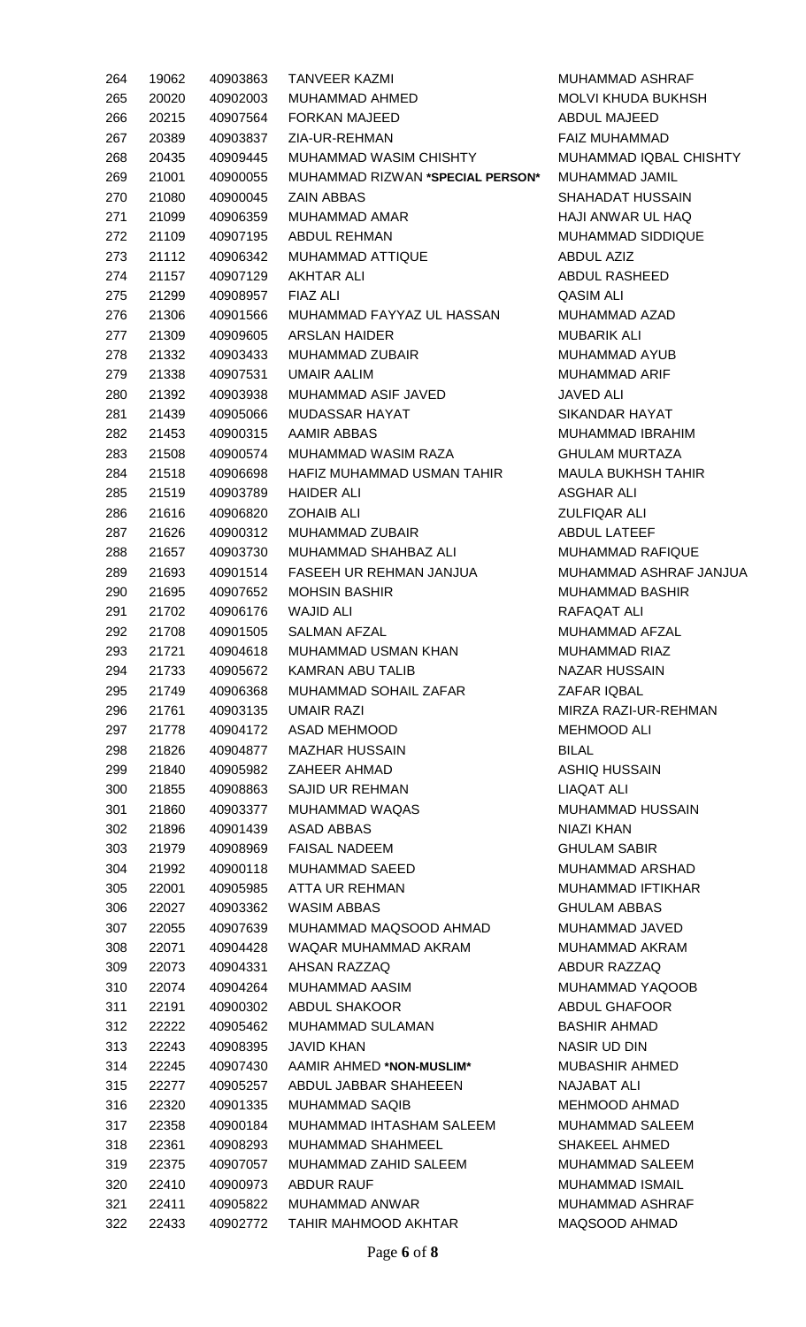| | | | | |
|---|---|---|---|---|
| 264 | 19062 | 40903863 | TANVEER KAZMI | MUHAMMAD ASHRAF |
| 265 | 20020 | 40902003 | MUHAMMAD AHMED | MOLVI KHUDA BUKHSH |
| 266 | 20215 | 40907564 | FORKAN MAJEED | ABDUL MAJEED |
| 267 | 20389 | 40903837 | ZIA-UR-REHMAN | FAIZ MUHAMMAD |
| 268 | 20435 | 40909445 | MUHAMMAD WASIM CHISHTY | MUHAMMAD IQBAL CHISHTY |
| 269 | 21001 | 40900055 | MUHAMMAD RIZWAN **\*SPECIAL PERSON\*** | MUHAMMAD JAMIL |
| 270 | 21080 | 40900045 | ZAIN ABBAS | SHAHADAT HUSSAIN |
| 271 | 21099 | 40906359 | MUHAMMAD AMAR | HAJI ANWAR UL HAQ |
| 272 | 21109 | 40907195 | ABDUL REHMAN | MUHAMMAD SIDDIQUE |
| 273 | 21112 | 40906342 | MUHAMMAD ATTIQUE | ABDUL AZIZ |
| 274 | 21157 | 40907129 | AKHTAR ALI | ABDUL RASHEED |
| 275 | 21299 | 40908957 | FIAZ ALI | QASIM ALI |
| 276 | 21306 | 40901566 | MUHAMMAD FAYYAZ UL HASSAN | MUHAMMAD AZAD |
| 277 | 21309 | 40909605 | ARSLAN HAIDER | MUBARIK ALI |
| 278 | 21332 | 40903433 | MUHAMMAD ZUBAIR | MUHAMMAD AYUB |
| 279 | 21338 | 40907531 | UMAIR AALIM | MUHAMMAD ARIF |
| 280 | 21392 | 40903938 | MUHAMMAD ASIF JAVED | JAVED ALI |
| 281 | 21439 | 40905066 | MUDASSAR HAYAT | SIKANDAR HAYAT |
| 282 | 21453 | 40900315 | AAMIR ABBAS | MUHAMMAD IBRAHIM |
| 283 | 21508 | 40900574 | MUHAMMAD WASIM RAZA | GHULAM MURTAZA |
| 284 | 21518 | 40906698 | HAFIZ MUHAMMAD USMAN TAHIR | MAULA BUKHSH TAHIR |
| 285 | 21519 | 40903789 | HAIDER ALI | ASGHAR ALI |
| 286 | 21616 | 40906820 | ZOHAIB ALI | ZULFIQAR ALI |
| 287 | 21626 | 40900312 | MUHAMMAD ZUBAIR | ABDUL LATEEF |
| 288 | 21657 | 40903730 | MUHAMMAD SHAHBAZ ALI | MUHAMMAD RAFIQUE |
| 289 | 21693 | 40901514 | FASEEH UR REHMAN JANJUA | MUHAMMAD ASHRAF JANJUA |
| 290 | 21695 | 40907652 | MOHSIN BASHIR | MUHAMMAD BASHIR |
| 291 | 21702 | 40906176 | WAJID ALI | RAFAQAT ALI |
| 292 | 21708 | 40901505 | SALMAN AFZAL | MUHAMMAD AFZAL |
| 293 | 21721 | 40904618 | MUHAMMAD USMAN KHAN | MUHAMMAD RIAZ |
| 294 | 21733 | 40905672 | KAMRAN ABU TALIB | NAZAR HUSSAIN |
| 295 | 21749 | 40906368 | MUHAMMAD SOHAIL ZAFAR | ZAFAR IQBAL |
| 296 | 21761 | 40903135 | UMAIR RAZI | MIRZA RAZI-UR-REHMAN |
| 297 | 21778 | 40904172 | ASAD MEHMOOD | MEHMOOD ALI |
| 298 | 21826 | 40904877 | MAZHAR HUSSAIN | BILAL |
| 299 | 21840 | 40905982 | ZAHEER AHMAD | ASHIQ HUSSAIN |
| 300 | 21855 | 40908863 | SAJID UR REHMAN | LIAQAT ALI |
| 301 | 21860 | 40903377 | MUHAMMAD WAQAS | MUHAMMAD HUSSAIN |
| 302 | 21896 | 40901439 | ASAD ABBAS | NIAZI KHAN |
| 303 | 21979 | 40908969 | FAISAL NADEEM | GHULAM SABIR |
| 304 | 21992 | 40900118 | MUHAMMAD SAEED | MUHAMMAD ARSHAD |
| 305 | 22001 | 40905985 | ATTA UR REHMAN | MUHAMMAD IFTIKHAR |
| 306 | 22027 | 40903362 | WASIM ABBAS | GHULAM ABBAS |
| 307 | 22055 | 40907639 | MUHAMMAD MAQSOOD AHMAD | MUHAMMAD JAVED |
| 308 | 22071 | 40904428 | WAQAR MUHAMMAD AKRAM | MUHAMMAD AKRAM |
| 309 | 22073 | 40904331 | AHSAN RAZZAQ | ABDUR RAZZAQ |
| 310 | 22074 | 40904264 | MUHAMMAD AASIM | MUHAMMAD YAQOOB |
| 311 | 22191 | 40900302 | ABDUL SHAKOOR | ABDUL GHAFOOR |
| 312 | 22222 | 40905462 | MUHAMMAD SULAMAN | BASHIR AHMAD |
| 313 | 22243 | 40908395 | JAVID KHAN | NASIR UD DIN |
| 314 | 22245 | 40907430 | AAMIR AHMED **\*NON-MUSLIM\*** | MUBASHIR AHMED |
| 315 | 22277 | 40905257 | ABDUL JABBAR SHAHEEEN | NAJABAT ALI |
| 316 | 22320 | 40901335 | MUHAMMAD SAQIB | MEHMOOD AHMAD |
| 317 | 22358 | 40900184 | MUHAMMAD IHTASHAM SALEEM | MUHAMMAD SALEEM |
| 318 | 22361 | 40908293 | MUHAMMAD SHAHMEEL | SHAKEEL AHMED |
| 319 | 22375 | 40907057 | MUHAMMAD ZAHID SALEEM | MUHAMMAD SALEEM |
| 320 | 22410 | 40900973 | ABDUR RAUF | MUHAMMAD ISMAIL |
| 321 | 22411 | 40905822 | MUHAMMAD ANWAR | MUHAMMAD ASHRAF |
| 322 | 22433 | 40902772 | TAHIR MAHMOOD AKHTAR | MAQSOOD AHMAD |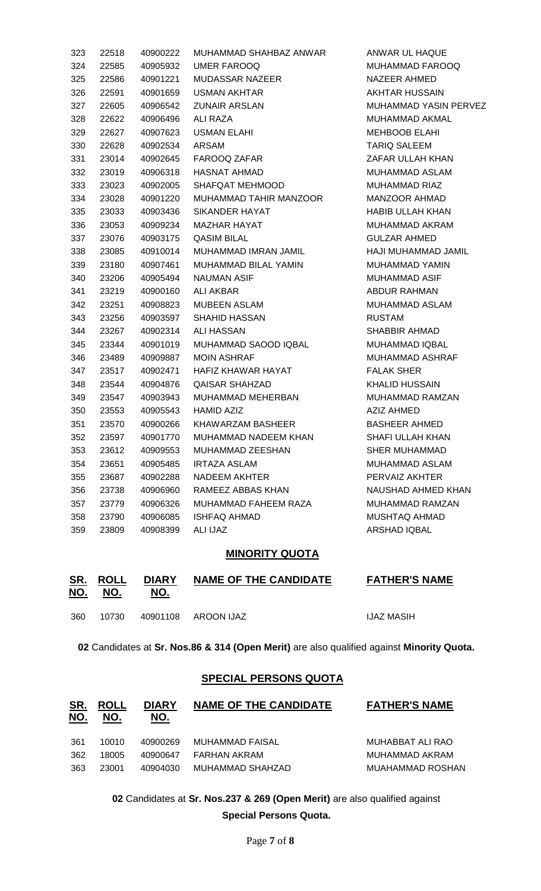| | | | | |
|---|---|---|---|---|
| 323 | 22518 | 40900222 | MUHAMMAD SHAHBAZ ANWAR | ANWAR UL HAQUE |
| 324 | 22585 | 40905932 | UMER FAROOQ | MUHAMMAD FAROOQ |
| 325 | 22586 | 40901221 | MUDASSAR NAZEER | NAZEER AHMED |
| 326 | 22591 | 40901659 | USMAN AKHTAR | AKHTAR HUSSAIN |
| 327 | 22605 | 40906542 | ZUNAIR ARSLAN | MUHAMMAD YASIN PERVEZ |
| 328 | 22622 | 40906496 | ALI RAZA | MUHAMMAD AKMAL |
| 329 | 22627 | 40907623 | USMAN ELAHI | MEHBOOB ELAHI |
| 330 | 22628 | 40902534 | ARSAM | TARIQ SALEEM |
| 331 | 23014 | 40902645 | FAROOQ ZAFAR | ZAFAR ULLAH KHAN |
| 332 | 23019 | 40906318 | HASNAT AHMAD | MUHAMMAD ASLAM |
| 333 | 23023 | 40902005 | SHAFQAT MEHMOOD | MUHAMMAD RIAZ |
| 334 | 23028 | 40901220 | MUHAMMAD TAHIR MANZOOR | MANZOOR AHMAD |
| 335 | 23033 | 40903436 | SIKANDER HAYAT | HABIB ULLAH KHAN |
| 336 | 23053 | 40909234 | MAZHAR HAYAT | MUHAMMAD AKRAM |
| 337 | 23076 | 40903175 | QASIM BILAL | GULZAR AHMED |
| 338 | 23085 | 40910014 | MUHAMMAD IMRAN JAMIL | HAJI MUHAMMAD JAMIL |
| 339 | 23180 | 40907461 | MUHAMMAD BILAL YAMIN | MUHAMMAD YAMIN |
| 340 | 23206 | 40905494 | NAUMAN ASIF | MUHAMMAD ASIF |
| 341 | 23219 | 40900160 | ALI AKBAR | ABDUR RAHMAN |
| 342 | 23251 | 40908823 | MUBEEN ASLAM | MUHAMMAD ASLAM |
| 343 | 23256 | 40903597 | SHAHID HASSAN | RUSTAM |
| 344 | 23267 | 40902314 | ALI HASSAN | SHABBIR AHMAD |
| 345 | 23344 | 40901019 | MUHAMMAD SAOOD IQBAL | MUHAMMAD IQBAL |
| 346 | 23489 | 40909887 | MOIN ASHRAF | MUHAMMAD ASHRAF |
| 347 | 23517 | 40902471 | HAFIZ KHAWAR HAYAT | FALAK SHER |
| 348 | 23544 | 40904876 | QAISAR SHAHZAD | KHALID HUSSAIN |
| 349 | 23547 | 40903943 | MUHAMMAD MEHERBAN | MUHAMMAD RAMZAN |
| 350 | 23553 | 40905543 | HAMID AZIZ | AZIZ AHMED |
| 351 | 23570 | 40900266 | KHAWARZAM BASHEER | BASHEER AHMED |
| 352 | 23597 | 40901770 | MUHAMMAD NADEEM KHAN | SHAFI ULLAH KHAN |
| 353 | 23612 | 40909553 | MUHAMMAD ZEESHAN | SHER MUHAMMAD |
| 354 | 23651 | 40905485 | IRTAZA ASLAM | MUHAMMAD ASLAM |
| 355 | 23687 | 40902288 | NADEEM AKHTER | PERVAIZ AKHTER |
| 356 | 23738 | 40906960 | RAMEEZ ABBAS KHAN | NAUSHAD AHMED KHAN |
| 357 | 23779 | 40906326 | MUHAMMAD FAHEEM RAZA | MUHAMMAD RAMZAN |
| 358 | 23790 | 40906085 | ISHFAQ AHMAD | MUSHTAQ AHMAD |
| 359 | 23809 | 40908399 | ALI IJAZ | ARSHAD IQBAL |

## MINORITY QUOTA

| SR. NO. | ROLL NO. | DIARY NO. | NAME OF THE CANDIDATE | FATHER'S NAME |
|---|---|---|---|---|
| 360 | 10730 | 40901108 | AROON IJAZ | IJAZ MASIH |

**02** Candidates at **Sr. Nos.86 & 314 (Open Merit)** are also qualified against **Minority Quota.**

## SPECIAL PERSONS QUOTA

| SR. NO. | ROLL NO. | DIARY NO. | NAME OF THE CANDIDATE | FATHER'S NAME |
|---|---|---|---|---|
| 361 | 10010 | 40900269 | MUHAMMAD FAISAL | MUHABBAT ALI RAO |
| 362 | 18005 | 40900647 | FARHAN AKRAM | MUHAMMAD AKRAM |
| 363 | 23001 | 40904030 | MUHAMMAD SHAHZAD | MUAHAMMAD ROSHAN |

**02** Candidates at **Sr. Nos.237 & 269 (Open Merit)** are also qualified against **Special Persons Quota.**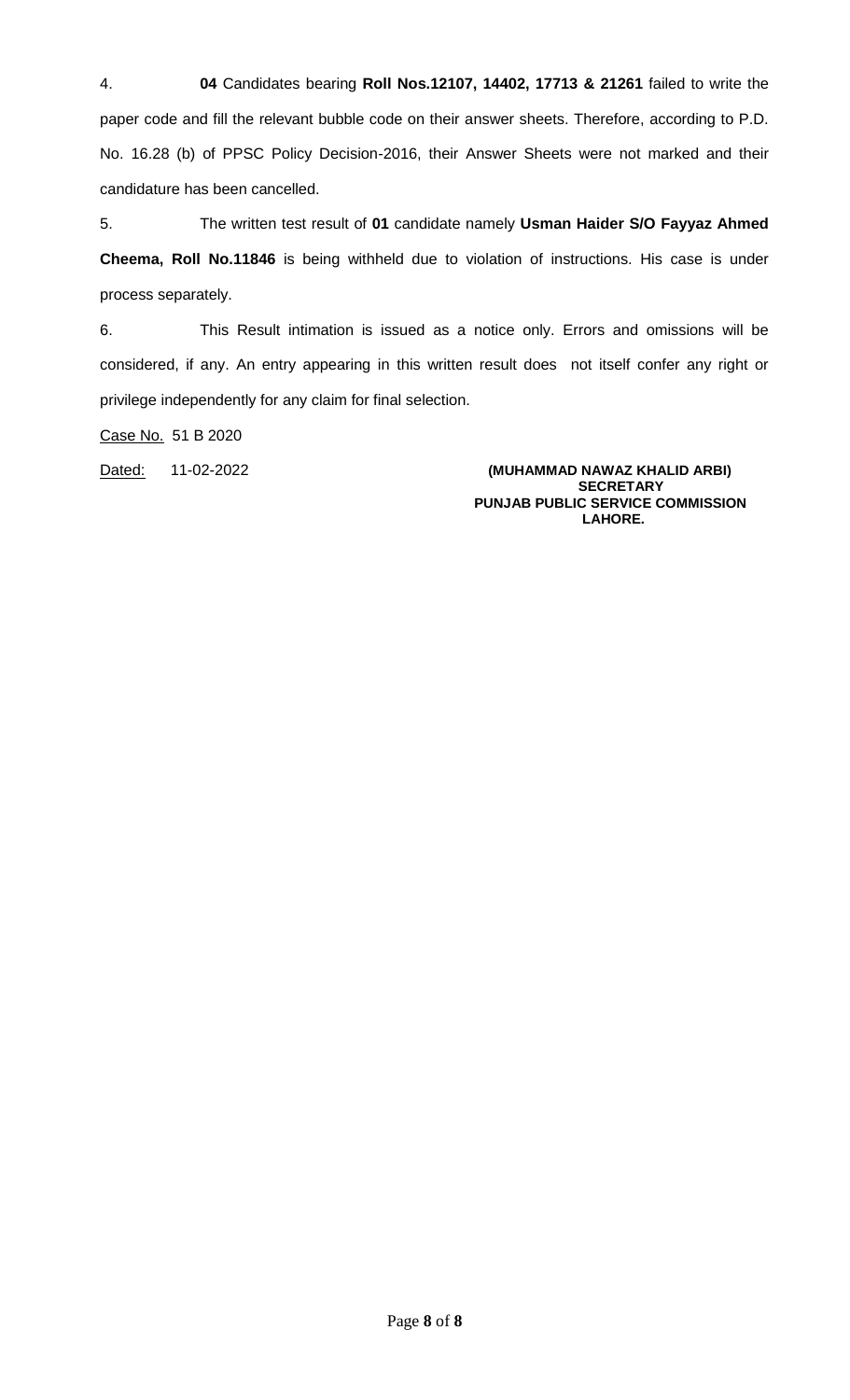4. **04** Candidates bearing **Roll Nos.12107, 14402, 17713 & 21261** failed to write the paper code and fill the relevant bubble code on their answer sheets. Therefore, according to P.D. No. 16.28 (b) of PPSC Policy Decision-2016, their Answer Sheets were not marked and their candidature has been cancelled.

5. The written test result of **01** candidate namely **Usman Haider S/O Fayyaz Ahmed Cheema, Roll No.11846** is being withheld due to violation of instructions. His case is under process separately.

6. This Result intimation is issued as a notice only. Errors and omissions will be considered, if any. An entry appearing in this written result does not itself confer any right or privilege independently for any claim for final selection.

Case No. 51 B 2020

Dated: 11-02-2022

**(MUHAMMAD NAWAZ KHALID ARBI)**
**SECRETARY**
**PUNJAB PUBLIC SERVICE COMMISSION**
**LAHORE.**